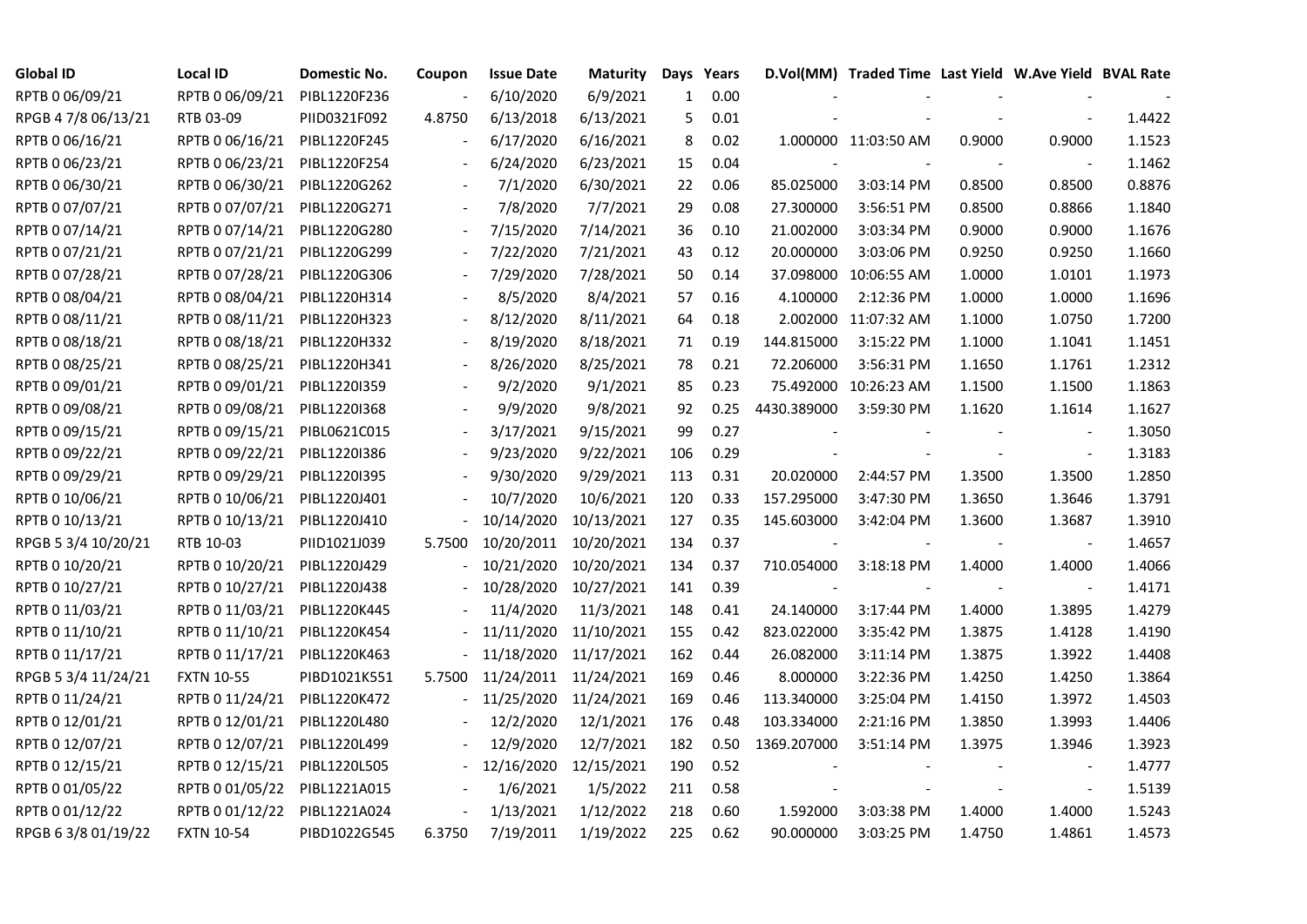| Global ID | Local ID | Domestic No. | Coupon | Issue Date | Maturity | Days | Years | D.Vol(MM) | Traded Time | Last Yield | W.Ave Yield | BVAL Rate |
|---|---|---|---|---|---|---|---|---|---|---|---|---|
| RPTB 0 06/09/21 | RPTB 0 06/09/21 | PIBL1220F236 | - | 6/10/2020 | 6/9/2021 | 1 | 0.00 | - | - | - | - | - |
| RPGB 4 7/8 06/13/21 | RTB 03-09 | PIID0321F092 | 4.8750 | 6/13/2018 | 6/13/2021 | 5 | 0.01 | - | - | - | - | 1.4422 |
| RPTB 0 06/16/21 | RPTB 0 06/16/21 | PIBL1220F245 | - | 6/17/2020 | 6/16/2021 | 8 | 0.02 | 1.000000 | 11:03:50 AM | 0.9000 | 0.9000 | 1.1523 |
| RPTB 0 06/23/21 | RPTB 0 06/23/21 | PIBL1220F254 | - | 6/24/2020 | 6/23/2021 | 15 | 0.04 | - | - | - | - | 1.1462 |
| RPTB 0 06/30/21 | RPTB 0 06/30/21 | PIBL1220G262 | - | 7/1/2020 | 6/30/2021 | 22 | 0.06 | 85.025000 | 3:03:14 PM | 0.8500 | 0.8500 | 0.8876 |
| RPTB 0 07/07/21 | RPTB 0 07/07/21 | PIBL1220G271 | - | 7/8/2020 | 7/7/2021 | 29 | 0.08 | 27.300000 | 3:56:51 PM | 0.8500 | 0.8866 | 1.1840 |
| RPTB 0 07/14/21 | RPTB 0 07/14/21 | PIBL1220G280 | - | 7/15/2020 | 7/14/2021 | 36 | 0.10 | 21.002000 | 3:03:34 PM | 0.9000 | 0.9000 | 1.1676 |
| RPTB 0 07/21/21 | RPTB 0 07/21/21 | PIBL1220G299 | - | 7/22/2020 | 7/21/2021 | 43 | 0.12 | 20.000000 | 3:03:06 PM | 0.9250 | 0.9250 | 1.1660 |
| RPTB 0 07/28/21 | RPTB 0 07/28/21 | PIBL1220G306 | - | 7/29/2020 | 7/28/2021 | 50 | 0.14 | 37.098000 | 10:06:55 AM | 1.0000 | 1.0101 | 1.1973 |
| RPTB 0 08/04/21 | RPTB 0 08/04/21 | PIBL1220H314 | - | 8/5/2020 | 8/4/2021 | 57 | 0.16 | 4.100000 | 2:12:36 PM | 1.0000 | 1.0000 | 1.1696 |
| RPTB 0 08/11/21 | RPTB 0 08/11/21 | PIBL1220H323 | - | 8/12/2020 | 8/11/2021 | 64 | 0.18 | 2.002000 | 11:07:32 AM | 1.1000 | 1.0750 | 1.7200 |
| RPTB 0 08/18/21 | RPTB 0 08/18/21 | PIBL1220H332 | - | 8/19/2020 | 8/18/2021 | 71 | 0.19 | 144.815000 | 3:15:22 PM | 1.1000 | 1.1041 | 1.1451 |
| RPTB 0 08/25/21 | RPTB 0 08/25/21 | PIBL1220H341 | - | 8/26/2020 | 8/25/2021 | 78 | 0.21 | 72.206000 | 3:56:31 PM | 1.1650 | 1.1761 | 1.2312 |
| RPTB 0 09/01/21 | RPTB 0 09/01/21 | PIBL1220I359 | - | 9/2/2020 | 9/1/2021 | 85 | 0.23 | 75.492000 | 10:26:23 AM | 1.1500 | 1.1500 | 1.1863 |
| RPTB 0 09/08/21 | RPTB 0 09/08/21 | PIBL1220I368 | - | 9/9/2020 | 9/8/2021 | 92 | 0.25 | 4430.389000 | 3:59:30 PM | 1.1620 | 1.1614 | 1.1627 |
| RPTB 0 09/15/21 | RPTB 0 09/15/21 | PIBL0621C015 | - | 3/17/2021 | 9/15/2021 | 99 | 0.27 | - | - | - | - | 1.3050 |
| RPTB 0 09/22/21 | RPTB 0 09/22/21 | PIBL1220I386 | - | 9/23/2020 | 9/22/2021 | 106 | 0.29 | - | - | - | - | 1.3183 |
| RPTB 0 09/29/21 | RPTB 0 09/29/21 | PIBL1220I395 | - | 9/30/2020 | 9/29/2021 | 113 | 0.31 | 20.020000 | 2:44:57 PM | 1.3500 | 1.3500 | 1.2850 |
| RPTB 0 10/06/21 | RPTB 0 10/06/21 | PIBL1220J401 | - | 10/7/2020 | 10/6/2021 | 120 | 0.33 | 157.295000 | 3:47:30 PM | 1.3650 | 1.3646 | 1.3791 |
| RPTB 0 10/13/21 | RPTB 0 10/13/21 | PIBL1220J410 | - | 10/14/2020 | 10/13/2021 | 127 | 0.35 | 145.603000 | 3:42:04 PM | 1.3600 | 1.3687 | 1.3910 |
| RPGB 5 3/4 10/20/21 | RTB 10-03 | PIID1021J039 | 5.7500 | 10/20/2011 | 10/20/2021 | 134 | 0.37 | - | - | - | - | 1.4657 |
| RPTB 0 10/20/21 | RPTB 0 10/20/21 | PIBL1220J429 | - | 10/21/2020 | 10/20/2021 | 134 | 0.37 | 710.054000 | 3:18:18 PM | 1.4000 | 1.4000 | 1.4066 |
| RPTB 0 10/27/21 | RPTB 0 10/27/21 | PIBL1220J438 | - | 10/28/2020 | 10/27/2021 | 141 | 0.39 | - | - | - | - | 1.4171 |
| RPTB 0 11/03/21 | RPTB 0 11/03/21 | PIBL1220K445 | - | 11/4/2020 | 11/3/2021 | 148 | 0.41 | 24.140000 | 3:17:44 PM | 1.4000 | 1.3895 | 1.4279 |
| RPTB 0 11/10/21 | RPTB 0 11/10/21 | PIBL1220K454 | - | 11/11/2020 | 11/10/2021 | 155 | 0.42 | 823.022000 | 3:35:42 PM | 1.3875 | 1.4128 | 1.4190 |
| RPTB 0 11/17/21 | RPTB 0 11/17/21 | PIBL1220K463 | - | 11/18/2020 | 11/17/2021 | 162 | 0.44 | 26.082000 | 3:11:14 PM | 1.3875 | 1.3922 | 1.4408 |
| RPGB 5 3/4 11/24/21 | FXTN 10-55 | PIBD1021K551 | 5.7500 | 11/24/2011 | 11/24/2021 | 169 | 0.46 | 8.000000 | 3:22:36 PM | 1.4250 | 1.4250 | 1.3864 |
| RPTB 0 11/24/21 | RPTB 0 11/24/21 | PIBL1220K472 | - | 11/25/2020 | 11/24/2021 | 169 | 0.46 | 113.340000 | 3:25:04 PM | 1.4150 | 1.3972 | 1.4503 |
| RPTB 0 12/01/21 | RPTB 0 12/01/21 | PIBL1220L480 | - | 12/2/2020 | 12/1/2021 | 176 | 0.48 | 103.334000 | 2:21:16 PM | 1.3850 | 1.3993 | 1.4406 |
| RPTB 0 12/07/21 | RPTB 0 12/07/21 | PIBL1220L499 | - | 12/9/2020 | 12/7/2021 | 182 | 0.50 | 1369.207000 | 3:51:14 PM | 1.3975 | 1.3946 | 1.3923 |
| RPTB 0 12/15/21 | RPTB 0 12/15/21 | PIBL1220L505 | - | 12/16/2020 | 12/15/2021 | 190 | 0.52 | - | - | - | - | 1.4777 |
| RPTB 0 01/05/22 | RPTB 0 01/05/22 | PIBL1221A015 | - | 1/6/2021 | 1/5/2022 | 211 | 0.58 | - | - | - | - | 1.5139 |
| RPTB 0 01/12/22 | RPTB 0 01/12/22 | PIBL1221A024 | - | 1/13/2021 | 1/12/2022 | 218 | 0.60 | 1.592000 | 3:03:38 PM | 1.4000 | 1.4000 | 1.5243 |
| RPGB 6 3/8 01/19/22 | FXTN 10-54 | PIBD1022G545 | 6.3750 | 7/19/2011 | 1/19/2022 | 225 | 0.62 | 90.000000 | 3:03:25 PM | 1.4750 | 1.4861 | 1.4573 |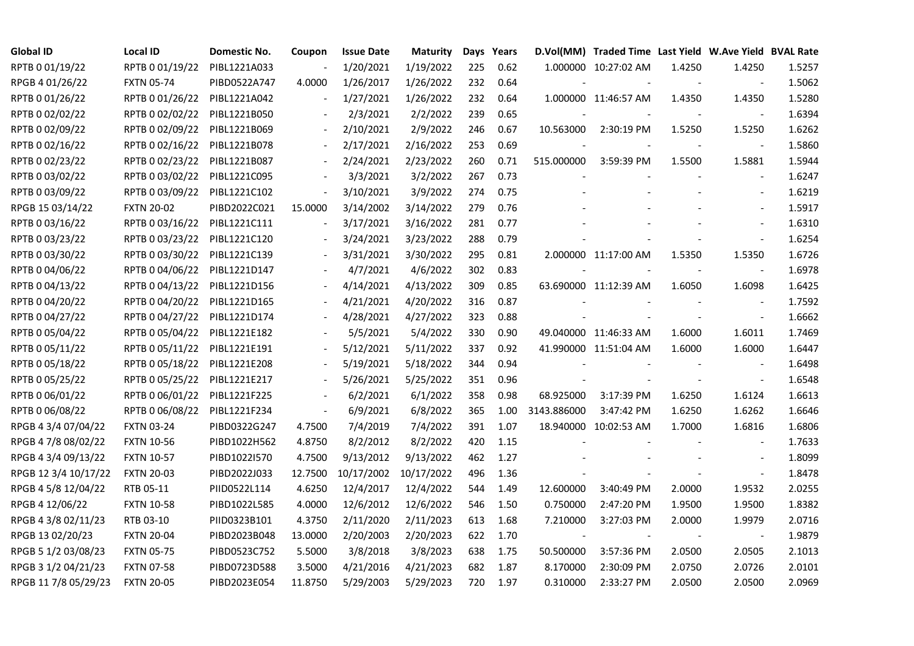| Global ID | Local ID | Domestic No. | Coupon | Issue Date | Maturity | Days | Years | D.Vol(MM) | Traded Time | Last Yield | W.Ave Yield | BVAL Rate |
|---|---|---|---|---|---|---|---|---|---|---|---|---|
| RPTB 0 01/19/22 | RPTB 0 01/19/22 | PIBL1221A033 | - | 1/20/2021 | 1/19/2022 | 225 | 0.62 | 1.000000 | 10:27:02 AM | 1.4250 | 1.4250 | 1.5257 |
| RPGB 4 01/26/22 | FXTN 05-74 | PIBD0522A747 | 4.0000 | 1/26/2017 | 1/26/2022 | 232 | 0.64 | - | - | - | - | 1.5062 |
| RPTB 0 01/26/22 | RPTB 0 01/26/22 | PIBL1221A042 | - | 1/27/2021 | 1/26/2022 | 232 | 0.64 | 1.000000 | 11:46:57 AM | 1.4350 | 1.4350 | 1.5280 |
| RPTB 0 02/02/22 | RPTB 0 02/02/22 | PIBL1221B050 | - | 2/3/2021 | 2/2/2022 | 239 | 0.65 | - | - | - | - | 1.6394 |
| RPTB 0 02/09/22 | RPTB 0 02/09/22 | PIBL1221B069 | - | 2/10/2021 | 2/9/2022 | 246 | 0.67 | 10.563000 | 2:30:19 PM | 1.5250 | 1.5250 | 1.6262 |
| RPTB 0 02/16/22 | RPTB 0 02/16/22 | PIBL1221B078 | - | 2/17/2021 | 2/16/2022 | 253 | 0.69 | - | - | - | - | 1.5860 |
| RPTB 0 02/23/22 | RPTB 0 02/23/22 | PIBL1221B087 | - | 2/24/2021 | 2/23/2022 | 260 | 0.71 | 515.000000 | 3:59:39 PM | 1.5500 | 1.5881 | 1.5944 |
| RPTB 0 03/02/22 | RPTB 0 03/02/22 | PIBL1221C095 | - | 3/3/2021 | 3/2/2022 | 267 | 0.73 | - | - | - | - | 1.6247 |
| RPTB 0 03/09/22 | RPTB 0 03/09/22 | PIBL1221C102 | - | 3/10/2021 | 3/9/2022 | 274 | 0.75 | - | - | - | - | 1.6219 |
| RPGB 15 03/14/22 | FXTN 20-02 | PIBD2022C021 | 15.0000 | 3/14/2002 | 3/14/2022 | 279 | 0.76 | - | - | - | - | 1.5917 |
| RPTB 0 03/16/22 | RPTB 0 03/16/22 | PIBL1221C111 | - | 3/17/2021 | 3/16/2022 | 281 | 0.77 | - | - | - | - | 1.6310 |
| RPTB 0 03/23/22 | RPTB 0 03/23/22 | PIBL1221C120 | - | 3/24/2021 | 3/23/2022 | 288 | 0.79 | - | - | - | - | 1.6254 |
| RPTB 0 03/30/22 | RPTB 0 03/30/22 | PIBL1221C139 | - | 3/31/2021 | 3/30/2022 | 295 | 0.81 | 2.000000 | 11:17:00 AM | 1.5350 | 1.5350 | 1.6726 |
| RPTB 0 04/06/22 | RPTB 0 04/06/22 | PIBL1221D147 | - | 4/7/2021 | 4/6/2022 | 302 | 0.83 | - | - | - | - | 1.6978 |
| RPTB 0 04/13/22 | RPTB 0 04/13/22 | PIBL1221D156 | - | 4/14/2021 | 4/13/2022 | 309 | 0.85 | 63.690000 | 11:12:39 AM | 1.6050 | 1.6098 | 1.6425 |
| RPTB 0 04/20/22 | RPTB 0 04/20/22 | PIBL1221D165 | - | 4/21/2021 | 4/20/2022 | 316 | 0.87 | - | - | - | - | 1.7592 |
| RPTB 0 04/27/22 | RPTB 0 04/27/22 | PIBL1221D174 | - | 4/28/2021 | 4/27/2022 | 323 | 0.88 | - | - | - | - | 1.6662 |
| RPTB 0 05/04/22 | RPTB 0 05/04/22 | PIBL1221E182 | - | 5/5/2021 | 5/4/2022 | 330 | 0.90 | 49.040000 | 11:46:33 AM | 1.6000 | 1.6011 | 1.7469 |
| RPTB 0 05/11/22 | RPTB 0 05/11/22 | PIBL1221E191 | - | 5/12/2021 | 5/11/2022 | 337 | 0.92 | 41.990000 | 11:51:04 AM | 1.6000 | 1.6000 | 1.6447 |
| RPTB 0 05/18/22 | RPTB 0 05/18/22 | PIBL1221E208 | - | 5/19/2021 | 5/18/2022 | 344 | 0.94 | - | - | - | - | 1.6498 |
| RPTB 0 05/25/22 | RPTB 0 05/25/22 | PIBL1221E217 | - | 5/26/2021 | 5/25/2022 | 351 | 0.96 | - | - | - | - | 1.6548 |
| RPTB 0 06/01/22 | RPTB 0 06/01/22 | PIBL1221F225 | - | 6/2/2021 | 6/1/2022 | 358 | 0.98 | 68.925000 | 3:17:39 PM | 1.6250 | 1.6124 | 1.6613 |
| RPTB 0 06/08/22 | RPTB 0 06/08/22 | PIBL1221F234 | - | 6/9/2021 | 6/8/2022 | 365 | 1.00 | 3143.886000 | 3:47:42 PM | 1.6250 | 1.6262 | 1.6646 |
| RPGB 4 3/4 07/04/22 | FXTN 03-24 | PIBD0322G247 | 4.7500 | 7/4/2019 | 7/4/2022 | 391 | 1.07 | 18.940000 | 10:02:53 AM | 1.7000 | 1.6816 | 1.6806 |
| RPGB 4 7/8 08/02/22 | FXTN 10-56 | PIBD1022H562 | 4.8750 | 8/2/2012 | 8/2/2022 | 420 | 1.15 | - | - | - | - | 1.7633 |
| RPGB 4 3/4 09/13/22 | FXTN 10-57 | PIBD1022I570 | 4.7500 | 9/13/2012 | 9/13/2022 | 462 | 1.27 | - | - | - | - | 1.8099 |
| RPGB 12 3/4 10/17/22 | FXTN 20-03 | PIBD2022J033 | 12.7500 | 10/17/2002 | 10/17/2022 | 496 | 1.36 | - | - | - | - | 1.8478 |
| RPGB 4 5/8 12/04/22 | RTB 05-11 | PIID0522L114 | 4.6250 | 12/4/2017 | 12/4/2022 | 544 | 1.49 | 12.600000 | 3:40:49 PM | 2.0000 | 1.9532 | 2.0255 |
| RPGB 4 12/06/22 | FXTN 10-58 | PIBD1022L585 | 4.0000 | 12/6/2012 | 12/6/2022 | 546 | 1.50 | 0.750000 | 2:47:20 PM | 1.9500 | 1.9500 | 1.8382 |
| RPGB 4 3/8 02/11/23 | RTB 03-10 | PIID0323B101 | 4.3750 | 2/11/2020 | 2/11/2023 | 613 | 1.68 | 7.210000 | 3:27:03 PM | 2.0000 | 1.9979 | 2.0716 |
| RPGB 13 02/20/23 | FXTN 20-04 | PIBD2023B048 | 13.0000 | 2/20/2003 | 2/20/2023 | 622 | 1.70 | - | - | - | - | 1.9879 |
| RPGB 5 1/2 03/08/23 | FXTN 05-75 | PIBD0523C752 | 5.5000 | 3/8/2018 | 3/8/2023 | 638 | 1.75 | 50.500000 | 3:57:36 PM | 2.0500 | 2.0505 | 2.1013 |
| RPGB 3 1/2 04/21/23 | FXTN 07-58 | PIBD0723D588 | 3.5000 | 4/21/2016 | 4/21/2023 | 682 | 1.87 | 8.170000 | 2:30:09 PM | 2.0750 | 2.0726 | 2.0101 |
| RPGB 11 7/8 05/29/23 | FXTN 20-05 | PIBD2023E054 | 11.8750 | 5/29/2003 | 5/29/2023 | 720 | 1.97 | 0.310000 | 2:33:27 PM | 2.0500 | 2.0500 | 2.0969 |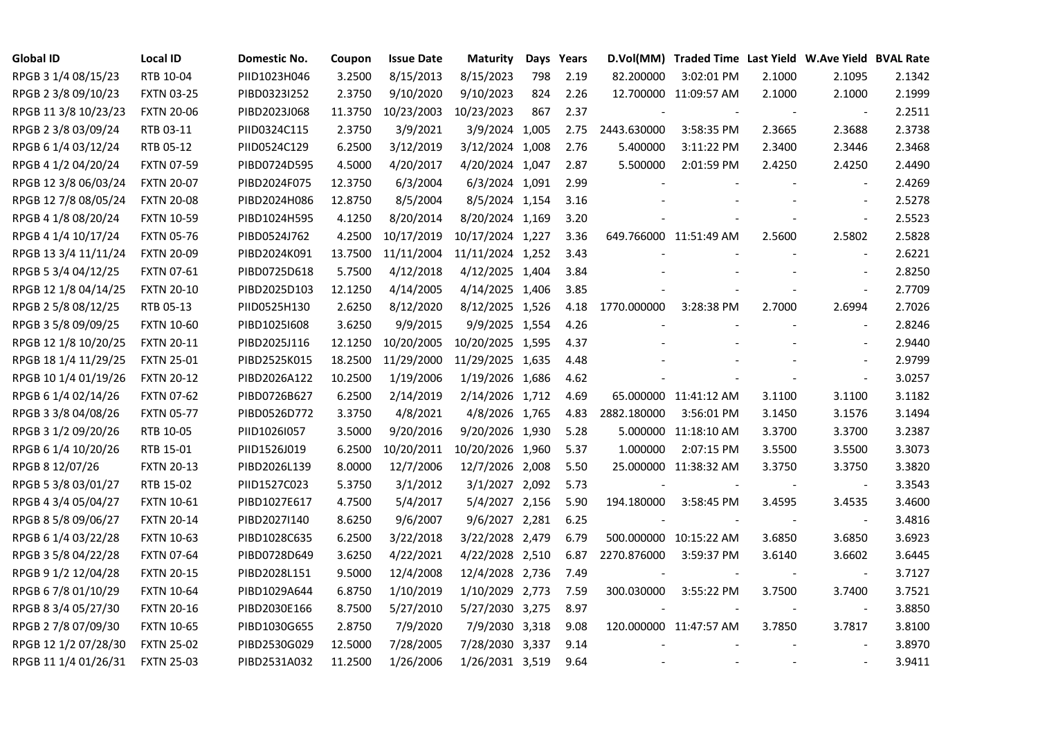| Global ID | Local ID | Domestic No. | Coupon | Issue Date | Maturity | Days | Years | D.Vol(MM) | Traded Time | Last Yield | W.Ave Yield | BVAL Rate |
|---|---|---|---|---|---|---|---|---|---|---|---|---|
| RPGB 3 1/4 08/15/23 | RTB 10-04 | PIID1023H046 | 3.2500 | 8/15/2013 | 8/15/2023 | 798 | 2.19 | 82.200000 | 3:02:01 PM | 2.1000 | 2.1095 | 2.1342 |
| RPGB 2 3/8 09/10/23 | FXTN 03-25 | PIBD0323I252 | 2.3750 | 9/10/2020 | 9/10/2023 | 824 | 2.26 | 12.700000 | 11:09:57 AM | 2.1000 | 2.1000 | 2.1999 |
| RPGB 11 3/8 10/23/23 | FXTN 20-06 | PIBD2023J068 | 11.3750 | 10/23/2003 | 10/23/2023 | 867 | 2.37 | - | - | - | - | 2.2511 |
| RPGB 2 3/8 03/09/24 | RTB 03-11 | PIID0324C115 | 2.3750 | 3/9/2021 | 3/9/2024 | 1,005 | 2.75 | 2443.630000 | 3:58:35 PM | 2.3665 | 2.3688 | 2.3738 |
| RPGB 6 1/4 03/12/24 | RTB 05-12 | PIID0524C129 | 6.2500 | 3/12/2019 | 3/12/2024 | 1,008 | 2.76 | 5.400000 | 3:11:22 PM | 2.3400 | 2.3446 | 2.3468 |
| RPGB 4 1/2 04/20/24 | FXTN 07-59 | PIBD0724D595 | 4.5000 | 4/20/2017 | 4/20/2024 | 1,047 | 2.87 | 5.500000 | 2:01:59 PM | 2.4250 | 2.4250 | 2.4490 |
| RPGB 12 3/8 06/03/24 | FXTN 20-07 | PIBD2024F075 | 12.3750 | 6/3/2004 | 6/3/2024 | 1,091 | 2.99 | - | - | - | - | 2.4269 |
| RPGB 12 7/8 08/05/24 | FXTN 20-08 | PIBD2024H086 | 12.8750 | 8/5/2004 | 8/5/2024 | 1,154 | 3.16 | - | - | - | - | 2.5278 |
| RPGB 4 1/8 08/20/24 | FXTN 10-59 | PIBD1024H595 | 4.1250 | 8/20/2014 | 8/20/2024 | 1,169 | 3.20 | - | - | - | - | 2.5523 |
| RPGB 4 1/4 10/17/24 | FXTN 05-76 | PIBD0524J762 | 4.2500 | 10/17/2019 | 10/17/2024 | 1,227 | 3.36 | 649.766000 | 11:51:49 AM | 2.5600 | 2.5802 | 2.5828 |
| RPGB 13 3/4 11/11/24 | FXTN 20-09 | PIBD2024K091 | 13.7500 | 11/11/2004 | 11/11/2024 | 1,252 | 3.43 | - | - | - | - | 2.6221 |
| RPGB 5 3/4 04/12/25 | FXTN 07-61 | PIBD0725D618 | 5.7500 | 4/12/2018 | 4/12/2025 | 1,404 | 3.84 | - | - | - | - | 2.8250 |
| RPGB 12 1/8 04/14/25 | FXTN 20-10 | PIBD2025D103 | 12.1250 | 4/14/2005 | 4/14/2025 | 1,406 | 3.85 | - | - | - | - | 2.7709 |
| RPGB 2 5/8 08/12/25 | RTB 05-13 | PIID0525H130 | 2.6250 | 8/12/2020 | 8/12/2025 | 1,526 | 4.18 | 1770.000000 | 3:28:38 PM | 2.7000 | 2.6994 | 2.7026 |
| RPGB 3 5/8 09/09/25 | FXTN 10-60 | PIBD1025I608 | 3.6250 | 9/9/2015 | 9/9/2025 | 1,554 | 4.26 | - | - | - | - | 2.8246 |
| RPGB 12 1/8 10/20/25 | FXTN 20-11 | PIBD2025J116 | 12.1250 | 10/20/2005 | 10/20/2025 | 1,595 | 4.37 | - | - | - | - | 2.9440 |
| RPGB 18 1/4 11/29/25 | FXTN 25-01 | PIBD2525K015 | 18.2500 | 11/29/2000 | 11/29/2025 | 1,635 | 4.48 | - | - | - | - | 2.9799 |
| RPGB 10 1/4 01/19/26 | FXTN 20-12 | PIBD2026A122 | 10.2500 | 1/19/2006 | 1/19/2026 | 1,686 | 4.62 | - | - | - | - | 3.0257 |
| RPGB 6 1/4 02/14/26 | FXTN 07-62 | PIBD0726B627 | 6.2500 | 2/14/2019 | 2/14/2026 | 1,712 | 4.69 | 65.000000 | 11:41:12 AM | 3.1100 | 3.1100 | 3.1182 |
| RPGB 3 3/8 04/08/26 | FXTN 05-77 | PIBD0526D772 | 3.3750 | 4/8/2021 | 4/8/2026 | 1,765 | 4.83 | 2882.180000 | 3:56:01 PM | 3.1450 | 3.1576 | 3.1494 |
| RPGB 3 1/2 09/20/26 | RTB 10-05 | PIID1026I057 | 3.5000 | 9/20/2016 | 9/20/2026 | 1,930 | 5.28 | 5.000000 | 11:18:10 AM | 3.3700 | 3.3700 | 3.2387 |
| RPGB 6 1/4 10/20/26 | RTB 15-01 | PIID1526J019 | 6.2500 | 10/20/2011 | 10/20/2026 | 1,960 | 5.37 | 1.000000 | 2:07:15 PM | 3.5500 | 3.5500 | 3.3073 |
| RPGB 8 12/07/26 | FXTN 20-13 | PIBD2026L139 | 8.0000 | 12/7/2006 | 12/7/2026 | 2,008 | 5.50 | 25.000000 | 11:38:32 AM | 3.3750 | 3.3750 | 3.3820 |
| RPGB 5 3/8 03/01/27 | RTB 15-02 | PIID1527C023 | 5.3750 | 3/1/2012 | 3/1/2027 | 2,092 | 5.73 | - | - | - | - | 3.3543 |
| RPGB 4 3/4 05/04/27 | FXTN 10-61 | PIBD1027E617 | 4.7500 | 5/4/2017 | 5/4/2027 | 2,156 | 5.90 | 194.180000 | 3:58:45 PM | 3.4595 | 3.4535 | 3.4600 |
| RPGB 8 5/8 09/06/27 | FXTN 20-14 | PIBD2027I140 | 8.6250 | 9/6/2007 | 9/6/2027 | 2,281 | 6.25 | - | - | - | - | 3.4816 |
| RPGB 6 1/4 03/22/28 | FXTN 10-63 | PIBD1028C635 | 6.2500 | 3/22/2018 | 3/22/2028 | 2,479 | 6.79 | 500.000000 | 10:15:22 AM | 3.6850 | 3.6850 | 3.6923 |
| RPGB 3 5/8 04/22/28 | FXTN 07-64 | PIBD0728D649 | 3.6250 | 4/22/2021 | 4/22/2028 | 2,510 | 6.87 | 2270.876000 | 3:59:37 PM | 3.6140 | 3.6602 | 3.6445 |
| RPGB 9 1/2 12/04/28 | FXTN 20-15 | PIBD2028L151 | 9.5000 | 12/4/2008 | 12/4/2028 | 2,736 | 7.49 | - | - | - | - | 3.7127 |
| RPGB 6 7/8 01/10/29 | FXTN 10-64 | PIBD1029A644 | 6.8750 | 1/10/2019 | 1/10/2029 | 2,773 | 7.59 | 300.030000 | 3:55:22 PM | 3.7500 | 3.7400 | 3.7521 |
| RPGB 8 3/4 05/27/30 | FXTN 20-16 | PIBD2030E166 | 8.7500 | 5/27/2010 | 5/27/2030 | 3,275 | 8.97 | - | - | - | - | 3.8850 |
| RPGB 2 7/8 07/09/30 | FXTN 10-65 | PIBD1030G655 | 2.8750 | 7/9/2020 | 7/9/2030 | 3,318 | 9.08 | 120.000000 | 11:47:57 AM | 3.7850 | 3.7817 | 3.8100 |
| RPGB 12 1/2 07/28/30 | FXTN 25-02 | PIBD2530G029 | 12.5000 | 7/28/2005 | 7/28/2030 | 3,337 | 9.14 | - | - | - | - | 3.8970 |
| RPGB 11 1/4 01/26/31 | FXTN 25-03 | PIBD2531A032 | 11.2500 | 1/26/2006 | 1/26/2031 | 3,519 | 9.64 | - | - | - | - | 3.9411 |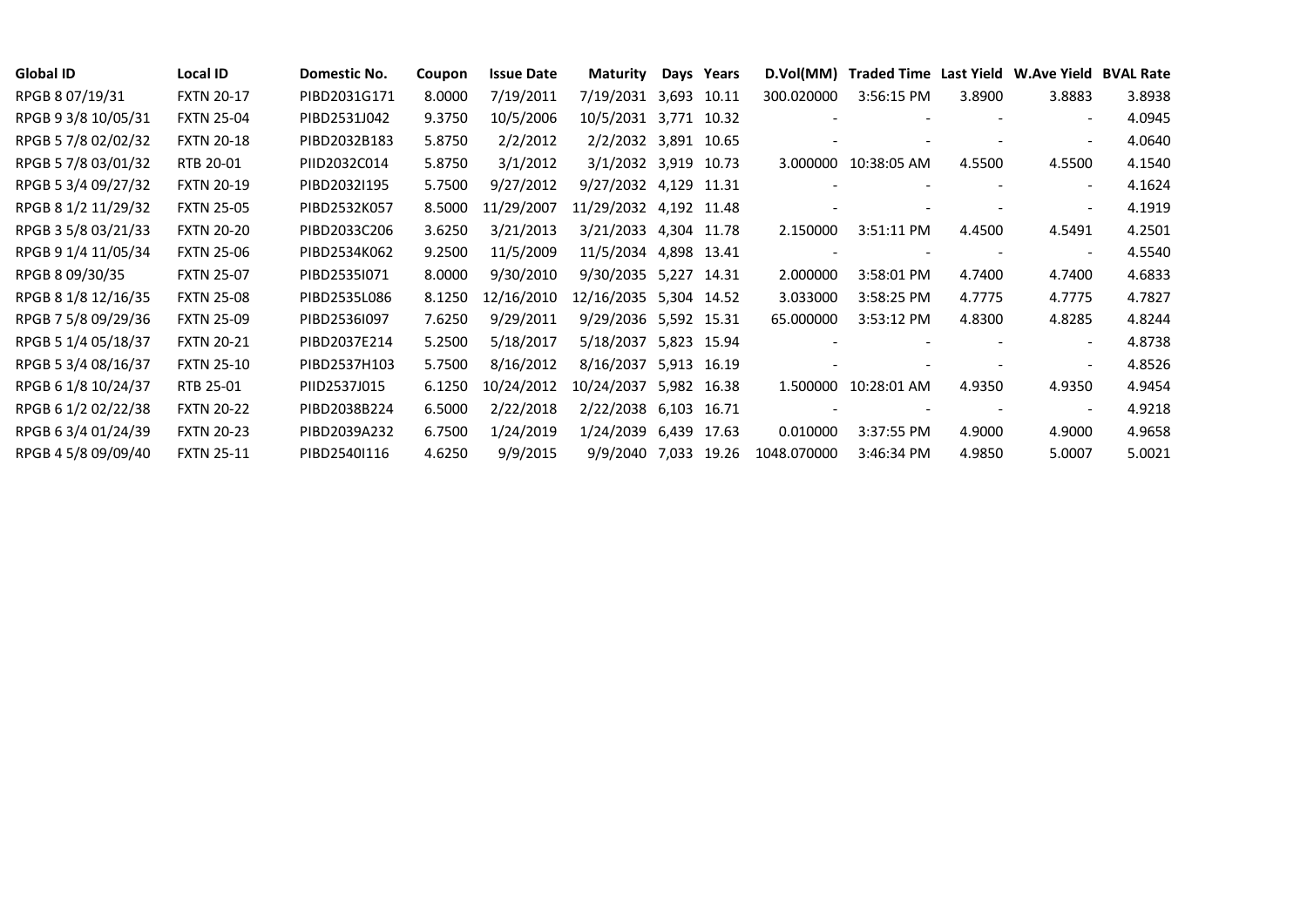| Global ID | Local ID | Domestic No. | Coupon | Issue Date | Maturity | Days | Years | D.Vol(MM) | Traded Time | Last Yield | W.Ave Yield | BVAL Rate |
|---|---|---|---|---|---|---|---|---|---|---|---|---|
| RPGB 8 07/19/31 | FXTN 20-17 | PIBD2031G171 | 8.0000 | 7/19/2011 | 7/19/2031 | 3,693 | 10.11 | 300.020000 | 3:56:15 PM | 3.8900 | 3.8883 | 3.8938 |
| RPGB 9 3/8 10/05/31 | FXTN 25-04 | PIBD2531J042 | 9.3750 | 10/5/2006 | 10/5/2031 | 3,771 | 10.32 | - | - | - | - | 4.0945 |
| RPGB 5 7/8 02/02/32 | FXTN 20-18 | PIBD2032B183 | 5.8750 | 2/2/2012 | 2/2/2032 | 3,891 | 10.65 | - | - | - | - | 4.0640 |
| RPGB 5 7/8 03/01/32 | RTB 20-01 | PIID2032C014 | 5.8750 | 3/1/2012 | 3/1/2032 | 3,919 | 10.73 | 3.000000 | 10:38:05 AM | 4.5500 | 4.5500 | 4.1540 |
| RPGB 5 3/4 09/27/32 | FXTN 20-19 | PIBD2032I195 | 5.7500 | 9/27/2012 | 9/27/2032 | 4,129 | 11.31 | - | - | - | - | 4.1624 |
| RPGB 8 1/2 11/29/32 | FXTN 25-05 | PIBD2532K057 | 8.5000 | 11/29/2007 | 11/29/2032 | 4,192 | 11.48 | - | - | - | - | 4.1919 |
| RPGB 3 5/8 03/21/33 | FXTN 20-20 | PIBD2033C206 | 3.6250 | 3/21/2013 | 3/21/2033 | 4,304 | 11.78 | 2.150000 | 3:51:11 PM | 4.4500 | 4.5491 | 4.2501 |
| RPGB 9 1/4 11/05/34 | FXTN 25-06 | PIBD2534K062 | 9.2500 | 11/5/2009 | 11/5/2034 | 4,898 | 13.41 | - | - | - | - | 4.5540 |
| RPGB 8 09/30/35 | FXTN 25-07 | PIBD2535I071 | 8.0000 | 9/30/2010 | 9/30/2035 | 5,227 | 14.31 | 2.000000 | 3:58:01 PM | 4.7400 | 4.7400 | 4.6833 |
| RPGB 8 1/8 12/16/35 | FXTN 25-08 | PIBD2535L086 | 8.1250 | 12/16/2010 | 12/16/2035 | 5,304 | 14.52 | 3.033000 | 3:58:25 PM | 4.7775 | 4.7775 | 4.7827 |
| RPGB 7 5/8 09/29/36 | FXTN 25-09 | PIBD2536I097 | 7.6250 | 9/29/2011 | 9/29/2036 | 5,592 | 15.31 | 65.000000 | 3:53:12 PM | 4.8300 | 4.8285 | 4.8244 |
| RPGB 5 1/4 05/18/37 | FXTN 20-21 | PIBD2037E214 | 5.2500 | 5/18/2017 | 5/18/2037 | 5,823 | 15.94 | - | - | - | - | 4.8738 |
| RPGB 5 3/4 08/16/37 | FXTN 25-10 | PIBD2537H103 | 5.7500 | 8/16/2012 | 8/16/2037 | 5,913 | 16.19 | - | - | - | - | 4.8526 |
| RPGB 6 1/8 10/24/37 | RTB 25-01 | PIID2537J015 | 6.1250 | 10/24/2012 | 10/24/2037 | 5,982 | 16.38 | 1.500000 | 10:28:01 AM | 4.9350 | 4.9350 | 4.9454 |
| RPGB 6 1/2 02/22/38 | FXTN 20-22 | PIBD2038B224 | 6.5000 | 2/22/2018 | 2/22/2038 | 6,103 | 16.71 | - | - | - | - | 4.9218 |
| RPGB 6 3/4 01/24/39 | FXTN 20-23 | PIBD2039A232 | 6.7500 | 1/24/2019 | 1/24/2039 | 6,439 | 17.63 | 0.010000 | 3:37:55 PM | 4.9000 | 4.9000 | 4.9658 |
| RPGB 4 5/8 09/09/40 | FXTN 25-11 | PIBD2540I116 | 4.6250 | 9/9/2015 | 9/9/2040 | 7,033 | 19.26 | 1048.070000 | 3:46:34 PM | 4.9850 | 5.0007 | 5.0021 |